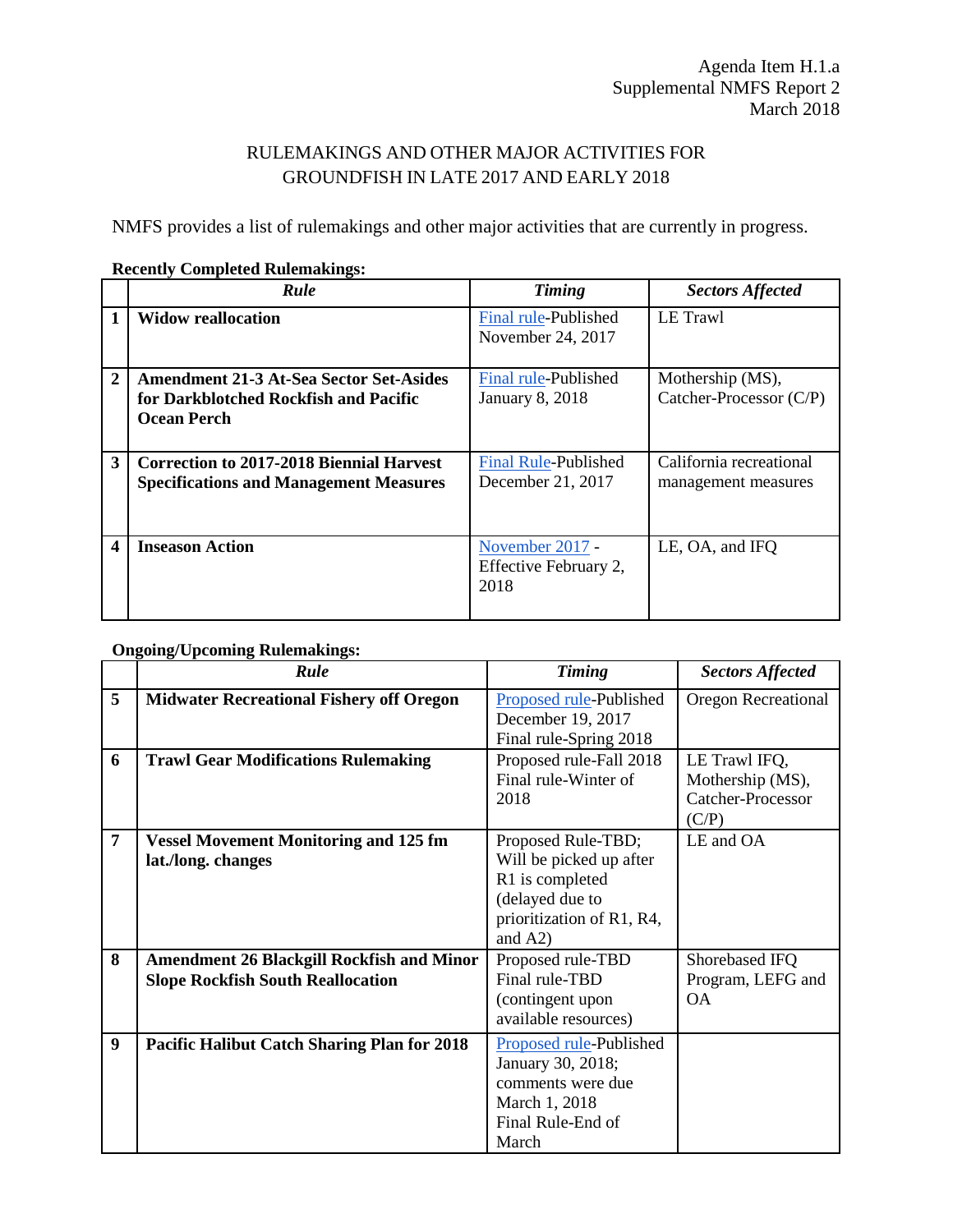Agenda Item H.1.a
Supplemental NMFS Report 2
March 2018

# RULEMAKINGS AND OTHER MAJOR ACTIVITIES FOR GROUNDFISH IN LATE 2017 AND EARLY 2018

NMFS provides a list of rulemakings and other major activities that are currently in progress.

**Recently Completed Rulemakings:**

| | ***Rule*** | ***Timing*** | ***Sectors Affected*** |
|---|---|---|---|
| **1** | **Widow reallocation** | Final rule-Published November 24, 2017 | LE Trawl |
| **2** | **Amendment 21-3 At-Sea Sector Set-Asides for Darkblotched Rockfish and Pacific Ocean Perch** | Final rule-Published January 8, 2018 | Mothership (MS), Catcher-Processor (C/P) |
| **3** | **Correction to 2017-2018 Biennial Harvest Specifications and Management Measures** | Final Rule-Published December 21, 2017 | California recreational management measures |
| **4** | **Inseason Action** | November 2017 - Effective February 2, 2018 | LE, OA, and IFQ |

**Ongoing/Upcoming Rulemakings:**

| | ***Rule*** | ***Timing*** | ***Sectors Affected*** |
|---|---|---|---|
| **5** | **Midwater Recreational Fishery off Oregon** | Proposed rule-Published December 19, 2017 Final rule-Spring 2018 | Oregon Recreational |
| **6** | **Trawl Gear Modifications Rulemaking** | Proposed rule-Fall 2018 Final rule-Winter of 2018 | LE Trawl IFQ, Mothership (MS), Catcher-Processor (C/P) |
| **7** | **Vessel Movement Monitoring and 125 fm lat./long. changes** | Proposed Rule-TBD; Will be picked up after R1 is completed (delayed due to prioritization of R1, R4, and A2) | LE and OA |
| **8** | **Amendment 26 Blackgill Rockfish and Minor Slope Rockfish South Reallocation** | Proposed rule-TBD Final rule-TBD (contingent upon available resources) | Shorebased IFQ Program, LEFG and OA |
| **9** | **Pacific Halibut Catch Sharing Plan for 2018** | Proposed rule-Published January 30, 2018; comments were due March 1, 2018 Final Rule-End of March | |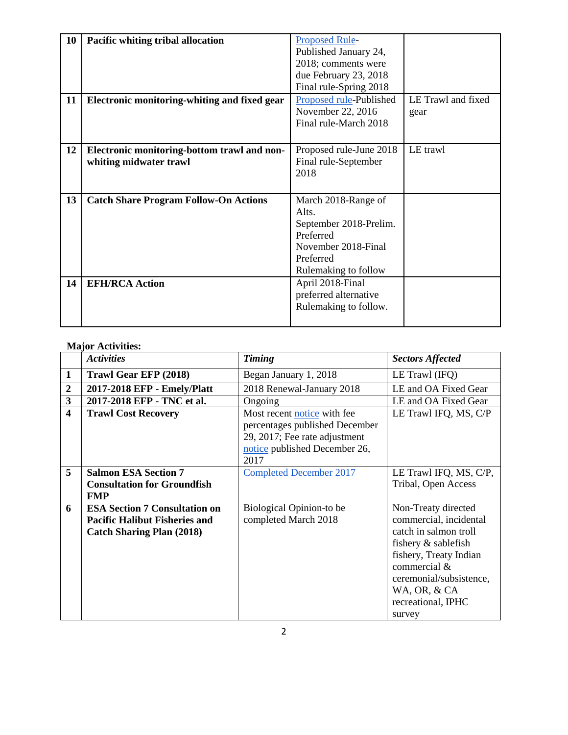| 10 | **Pacific whiting tribal allocation** | Proposed Rule-Published January 24, 2018; comments were due February 23, 2018 Final rule-Spring 2018 | |
|---|---|---|---|
| 11 | **Electronic monitoring-whiting and fixed gear** | Proposed rule-Published November 22, 2016 Final rule-March 2018 | LE Trawl and fixed gear |
| 12 | **Electronic monitoring-bottom trawl and non-whiting midwater trawl** | Proposed rule-June 2018 Final rule-September 2018 | LE trawl |
| 13 | **Catch Share Program Follow-On Actions** | March 2018-Range of Alts. September 2018-Prelim. Preferred November 2018-Final Preferred Rulemaking to follow | |
| 14 | **EFH/RCA Action** | April 2018-Final preferred alternative Rulemaking to follow. | |

**Major Activities:**

| | ***Activities*** | ***Timing*** | ***Sectors Affected*** |
|---|---|---|---|
| **1** | **Trawl Gear EFP (2018)** | Began January 1, 2018 | LE Trawl (IFQ) |
| **2** | **2017-2018 EFP - Emely/Platt** | 2018 Renewal-January 2018 | LE and OA Fixed Gear |
| **3** | **2017-2018 EFP - TNC et al.** | Ongoing | LE and OA Fixed Gear |
| **4** | **Trawl Cost Recovery** | Most recent notice with fee percentages published December 29, 2017; Fee rate adjustment notice published December 26, 2017 | LE Trawl IFQ, MS, C/P |
| **5** | **Salmon ESA Section 7 Consultation for Groundfish FMP** | Completed December 2017 | LE Trawl IFQ, MS, C/P, Tribal, Open Access |
| **6** | **ESA Section 7 Consultation on Pacific Halibut Fisheries and Catch Sharing Plan (2018)** | Biological Opinion-to be completed March 2018 | Non-Treaty directed commercial, incidental catch in salmon troll fishery & sablefish fishery, Treaty Indian commercial & ceremonial/subsistence, WA, OR, & CA recreational, IPHC survey |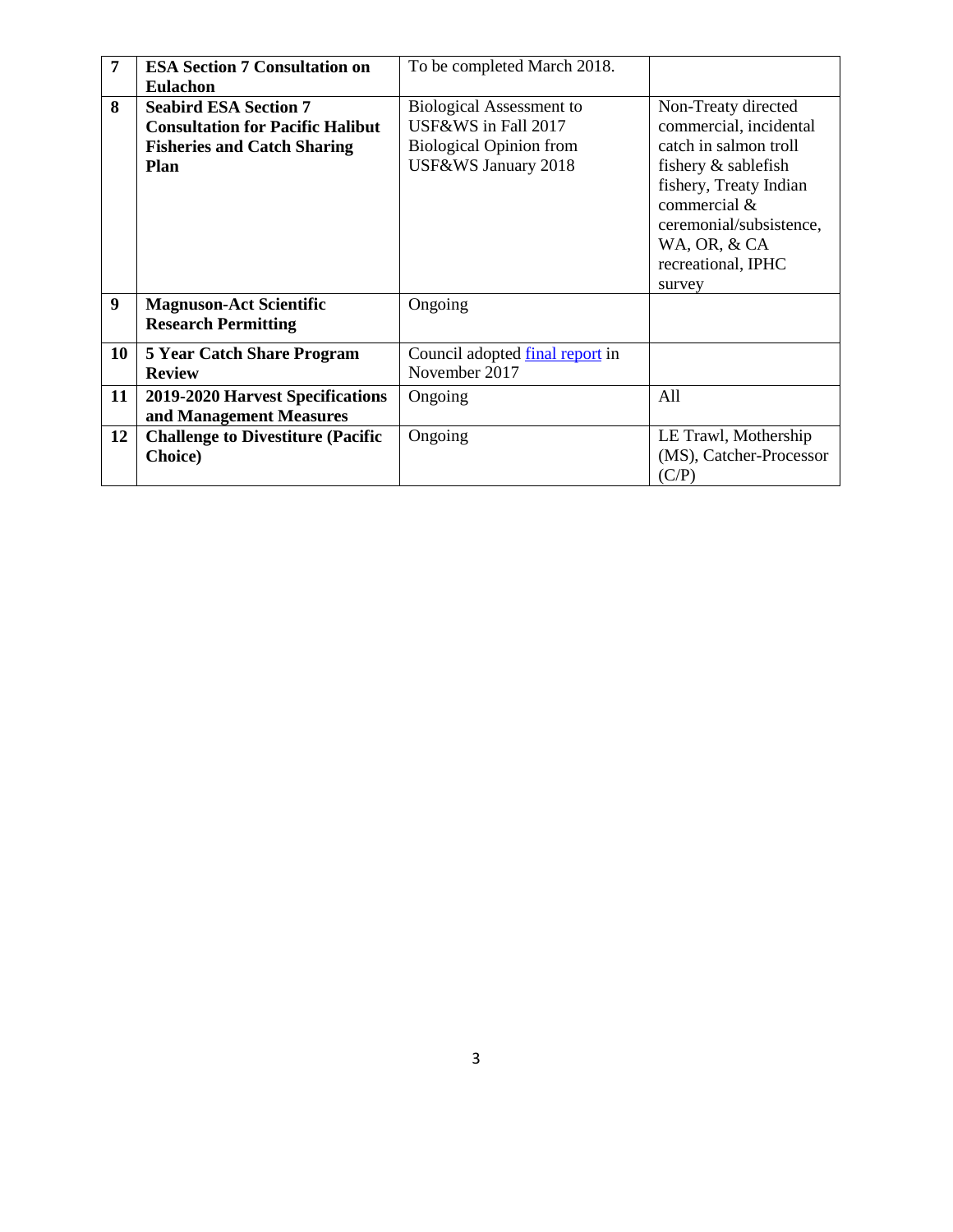| | | | |
|---|---|---|---|
| **7** | **ESA Section 7 Consultation on Eulachon** | To be completed March 2018. | |
| **8** | **Seabird ESA Section 7 Consultation for Pacific Halibut Fisheries and Catch Sharing Plan** | Biological Assessment to USF&WS in Fall 2017 Biological Opinion from USF&WS January 2018 | Non-Treaty directed commercial, incidental catch in salmon troll fishery & sablefish fishery, Treaty Indian commercial & ceremonial/subsistence, WA, OR, & CA recreational, IPHC survey |
| **9** | **Magnuson-Act Scientific Research Permitting** | Ongoing | |
| **10** | **5 Year Catch Share Program Review** | Council adopted final report in November 2017 | |
| **11** | **2019-2020 Harvest Specifications and Management Measures** | Ongoing | All |
| **12** | **Challenge to Divestiture (Pacific Choice)** | Ongoing | LE Trawl, Mothership (MS), Catcher-Processor (C/P) |